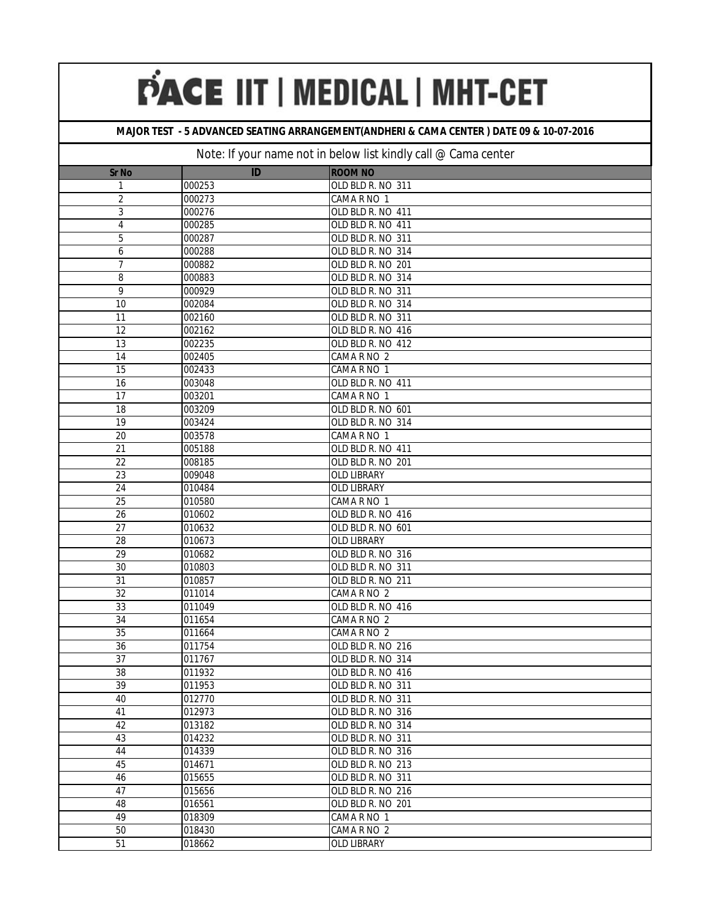# PACE IIT | MEDICAL | MHT-CET

## MAJOR TEST - 5 ADVANCED SEATING ARRANGEMENT(ANDHERI & CAMA CENTER ) DATE 09 & 10-07-2016

Note: If your name not in below list kindly call @ Cama center

| Sr No | ID | ROOM NO |
|---|---|---|
| 1 | 000253 | OLD BLD R. NO 311 |
| 2 | 000273 | CAMA R NO 1 |
| 3 | 000276 | OLD BLD R. NO 411 |
| 4 | 000285 | OLD BLD R. NO 411 |
| 5 | 000287 | OLD BLD R. NO 311 |
| 6 | 000288 | OLD BLD R. NO 314 |
| 7 | 000882 | OLD BLD R. NO 201 |
| 8 | 000883 | OLD BLD R. NO 314 |
| 9 | 000929 | OLD BLD R. NO 311 |
| 10 | 002084 | OLD BLD R. NO 314 |
| 11 | 002160 | OLD BLD R. NO 311 |
| 12 | 002162 | OLD BLD R. NO 416 |
| 13 | 002235 | OLD BLD R. NO 412 |
| 14 | 002405 | CAMA R NO 2 |
| 15 | 002433 | CAMA R NO 1 |
| 16 | 003048 | OLD BLD R. NO 411 |
| 17 | 003201 | CAMA R NO 1 |
| 18 | 003209 | OLD BLD R. NO 601 |
| 19 | 003424 | OLD BLD R. NO 314 |
| 20 | 003578 | CAMA R NO 1 |
| 21 | 005188 | OLD BLD R. NO 411 |
| 22 | 008185 | OLD BLD R. NO 201 |
| 23 | 009048 | OLD LIBRARY |
| 24 | 010484 | OLD LIBRARY |
| 25 | 010580 | CAMA R NO 1 |
| 26 | 010602 | OLD BLD R. NO 416 |
| 27 | 010632 | OLD BLD R. NO 601 |
| 28 | 010673 | OLD LIBRARY |
| 29 | 010682 | OLD BLD R. NO 316 |
| 30 | 010803 | OLD BLD R. NO 311 |
| 31 | 010857 | OLD BLD R. NO 211 |
| 32 | 011014 | CAMA R NO 2 |
| 33 | 011049 | OLD BLD R. NO 416 |
| 34 | 011654 | CAMA R NO 2 |
| 35 | 011664 | CAMA R NO 2 |
| 36 | 011754 | OLD BLD R. NO 216 |
| 37 | 011767 | OLD BLD R. NO 314 |
| 38 | 011932 | OLD BLD R. NO 416 |
| 39 | 011953 | OLD BLD R. NO 311 |
| 40 | 012770 | OLD BLD R. NO 311 |
| 41 | 012973 | OLD BLD R. NO 316 |
| 42 | 013182 | OLD BLD R. NO 314 |
| 43 | 014232 | OLD BLD R. NO 311 |
| 44 | 014339 | OLD BLD R. NO 316 |
| 45 | 014671 | OLD BLD R. NO 213 |
| 46 | 015655 | OLD BLD R. NO 311 |
| 47 | 015656 | OLD BLD R. NO 216 |
| 48 | 016561 | OLD BLD R. NO 201 |
| 49 | 018309 | CAMA R NO 1 |
| 50 | 018430 | CAMA R NO 2 |
| 51 | 018662 | OLD LIBRARY |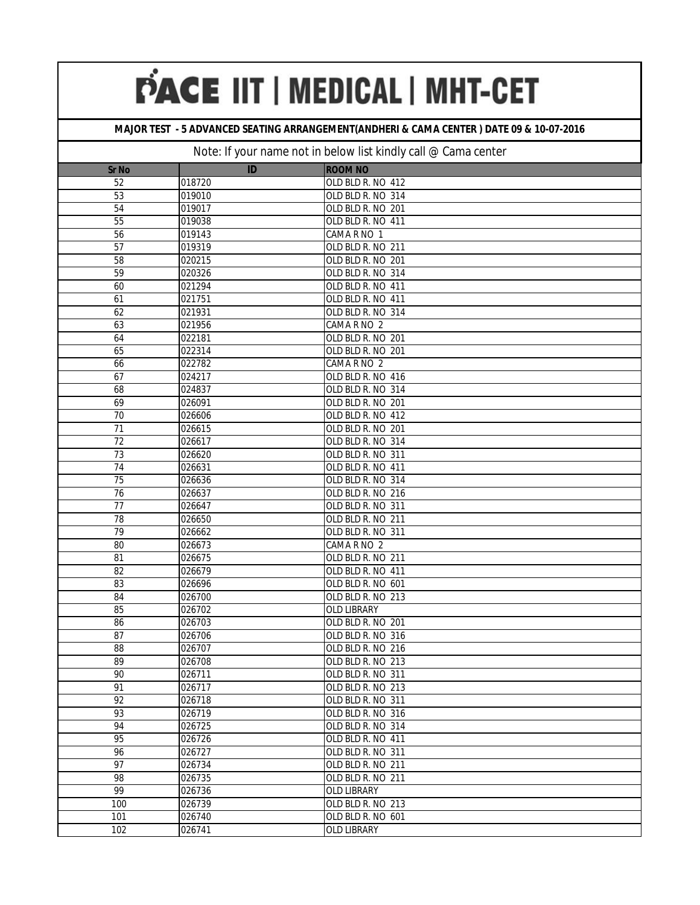# PACE IIT | MEDICAL | MHT-CET

**MAJOR TEST - 5 ADVANCED SEATING ARRANGEMENT(ANDHERI & CAMA CENTER ) DATE 09 & 10-07-2016**

Note: If your name not in below list kindly call @ Cama center

| Sr No | ID | ROOM NO |
|---|---|---|
| 52 | 018720 | OLD BLD R. NO 412 |
| 53 | 019010 | OLD BLD R. NO 314 |
| 54 | 019017 | OLD BLD R. NO 201 |
| 55 | 019038 | OLD BLD R. NO 411 |
| 56 | 019143 | CAMA R NO 1 |
| 57 | 019319 | OLD BLD R. NO 211 |
| 58 | 020215 | OLD BLD R. NO 201 |
| 59 | 020326 | OLD BLD R. NO 314 |
| 60 | 021294 | OLD BLD R. NO 411 |
| 61 | 021751 | OLD BLD R. NO 411 |
| 62 | 021931 | OLD BLD R. NO 314 |
| 63 | 021956 | CAMA R NO 2 |
| 64 | 022181 | OLD BLD R. NO 201 |
| 65 | 022314 | OLD BLD R. NO 201 |
| 66 | 022782 | CAMA R NO 2 |
| 67 | 024217 | OLD BLD R. NO 416 |
| 68 | 024837 | OLD BLD R. NO 314 |
| 69 | 026091 | OLD BLD R. NO 201 |
| 70 | 026606 | OLD BLD R. NO 412 |
| 71 | 026615 | OLD BLD R. NO 201 |
| 72 | 026617 | OLD BLD R. NO 314 |
| 73 | 026620 | OLD BLD R. NO 311 |
| 74 | 026631 | OLD BLD R. NO 411 |
| 75 | 026636 | OLD BLD R. NO 314 |
| 76 | 026637 | OLD BLD R. NO 216 |
| 77 | 026647 | OLD BLD R. NO 311 |
| 78 | 026650 | OLD BLD R. NO 211 |
| 79 | 026662 | OLD BLD R. NO 311 |
| 80 | 026673 | CAMA R NO 2 |
| 81 | 026675 | OLD BLD R. NO 211 |
| 82 | 026679 | OLD BLD R. NO 411 |
| 83 | 026696 | OLD BLD R. NO 601 |
| 84 | 026700 | OLD BLD R. NO 213 |
| 85 | 026702 | OLD LIBRARY |
| 86 | 026703 | OLD BLD R. NO 201 |
| 87 | 026706 | OLD BLD R. NO 316 |
| 88 | 026707 | OLD BLD R. NO 216 |
| 89 | 026708 | OLD BLD R. NO 213 |
| 90 | 026711 | OLD BLD R. NO 311 |
| 91 | 026717 | OLD BLD R. NO 213 |
| 92 | 026718 | OLD BLD R. NO 311 |
| 93 | 026719 | OLD BLD R. NO 316 |
| 94 | 026725 | OLD BLD R. NO 314 |
| 95 | 026726 | OLD BLD R. NO 411 |
| 96 | 026727 | OLD BLD R. NO 311 |
| 97 | 026734 | OLD BLD R. NO 211 |
| 98 | 026735 | OLD BLD R. NO 211 |
| 99 | 026736 | OLD LIBRARY |
| 100 | 026739 | OLD BLD R. NO 213 |
| 101 | 026740 | OLD BLD R. NO 601 |
| 102 | 026741 | OLD LIBRARY |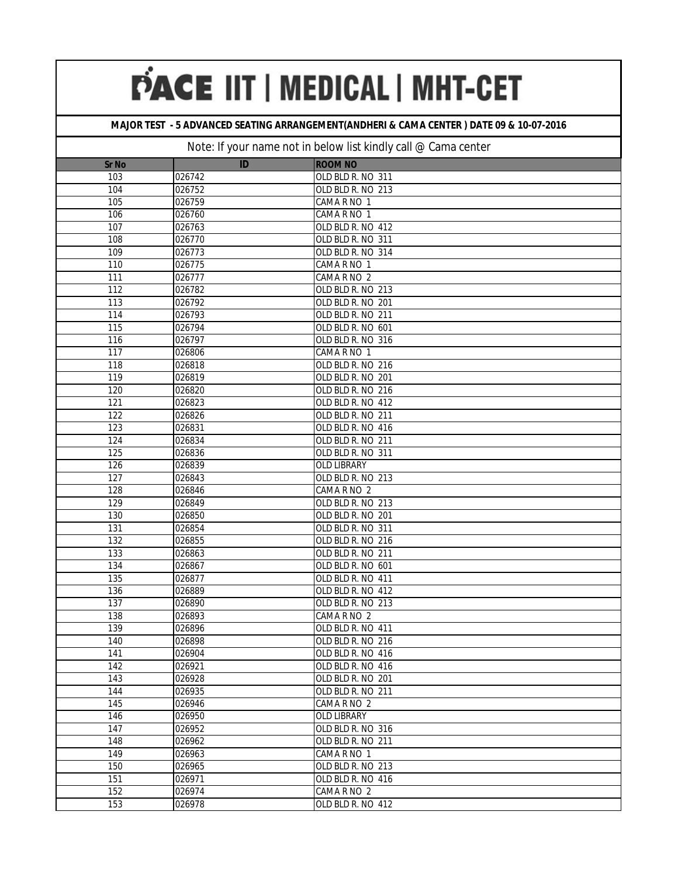# PACE IIT | MEDICAL | MHT-CET

**MAJOR TEST - 5 ADVANCED SEATING ARRANGEMENT(ANDHERI & CAMA CENTER ) DATE 09 & 10-07-2016**

Note: If your name not in below list kindly call @ Cama center

| Sr No | ID | ROOM NO |
|---|---|---|
| 103 | 026742 | OLD BLD R. NO 311 |
| 104 | 026752 | OLD BLD R. NO 213 |
| 105 | 026759 | CAMA R NO 1 |
| 106 | 026760 | CAMA R NO 1 |
| 107 | 026763 | OLD BLD R. NO 412 |
| 108 | 026770 | OLD BLD R. NO 311 |
| 109 | 026773 | OLD BLD R. NO 314 |
| 110 | 026775 | CAMA R NO 1 |
| 111 | 026777 | CAMA R NO 2 |
| 112 | 026782 | OLD BLD R. NO 213 |
| 113 | 026792 | OLD BLD R. NO 201 |
| 114 | 026793 | OLD BLD R. NO 211 |
| 115 | 026794 | OLD BLD R. NO 601 |
| 116 | 026797 | OLD BLD R. NO 316 |
| 117 | 026806 | CAMA R NO 1 |
| 118 | 026818 | OLD BLD R. NO 216 |
| 119 | 026819 | OLD BLD R. NO 201 |
| 120 | 026820 | OLD BLD R. NO 216 |
| 121 | 026823 | OLD BLD R. NO 412 |
| 122 | 026826 | OLD BLD R. NO 211 |
| 123 | 026831 | OLD BLD R. NO 416 |
| 124 | 026834 | OLD BLD R. NO 211 |
| 125 | 026836 | OLD BLD R. NO 311 |
| 126 | 026839 | OLD LIBRARY |
| 127 | 026843 | OLD BLD R. NO 213 |
| 128 | 026846 | CAMA R NO 2 |
| 129 | 026849 | OLD BLD R. NO 213 |
| 130 | 026850 | OLD BLD R. NO 201 |
| 131 | 026854 | OLD BLD R. NO 311 |
| 132 | 026855 | OLD BLD R. NO 216 |
| 133 | 026863 | OLD BLD R. NO 211 |
| 134 | 026867 | OLD BLD R. NO 601 |
| 135 | 026877 | OLD BLD R. NO 411 |
| 136 | 026889 | OLD BLD R. NO 412 |
| 137 | 026890 | OLD BLD R. NO 213 |
| 138 | 026893 | CAMA R NO 2 |
| 139 | 026896 | OLD BLD R. NO 411 |
| 140 | 026898 | OLD BLD R. NO 216 |
| 141 | 026904 | OLD BLD R. NO 416 |
| 142 | 026921 | OLD BLD R. NO 416 |
| 143 | 026928 | OLD BLD R. NO 201 |
| 144 | 026935 | OLD BLD R. NO 211 |
| 145 | 026946 | CAMA R NO 2 |
| 146 | 026950 | OLD LIBRARY |
| 147 | 026952 | OLD BLD R. NO 316 |
| 148 | 026962 | OLD BLD R. NO 211 |
| 149 | 026963 | CAMA R NO 1 |
| 150 | 026965 | OLD BLD R. NO 213 |
| 151 | 026971 | OLD BLD R. NO 416 |
| 152 | 026974 | CAMA R NO 2 |
| 153 | 026978 | OLD BLD R. NO 412 |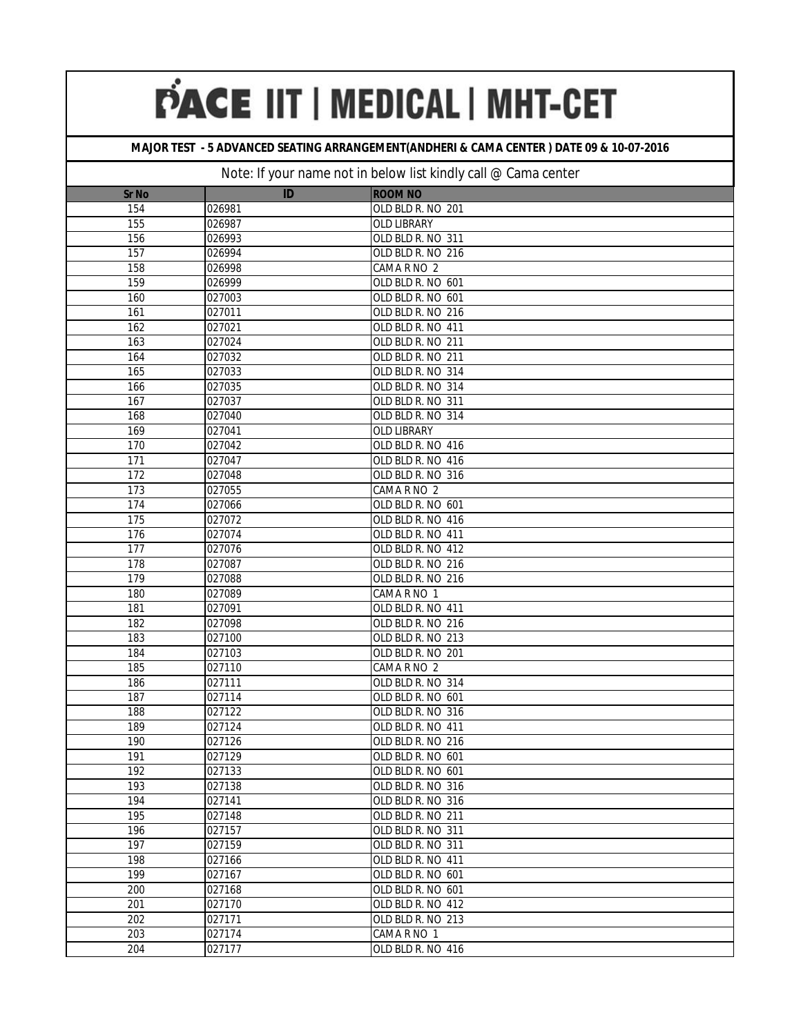# PACE IIT | MEDICAL | MHT-CET

**MAJOR TEST - 5 ADVANCED SEATING ARRANGEMENT(ANDHERI & CAMA CENTER ) DATE 09 & 10-07-2016**

Note: If your name not in below list kindly call @ Cama center

| Sr No | ID | ROOM NO |
|---|---|---|
| 154 | 026981 | OLD BLD R. NO 201 |
| 155 | 026987 | OLD LIBRARY |
| 156 | 026993 | OLD BLD R. NO 311 |
| 157 | 026994 | OLD BLD R. NO 216 |
| 158 | 026998 | CAMA R NO 2 |
| 159 | 026999 | OLD BLD R. NO 601 |
| 160 | 027003 | OLD BLD R. NO 601 |
| 161 | 027011 | OLD BLD R. NO 216 |
| 162 | 027021 | OLD BLD R. NO 411 |
| 163 | 027024 | OLD BLD R. NO 211 |
| 164 | 027032 | OLD BLD R. NO 211 |
| 165 | 027033 | OLD BLD R. NO 314 |
| 166 | 027035 | OLD BLD R. NO 314 |
| 167 | 027037 | OLD BLD R. NO 311 |
| 168 | 027040 | OLD BLD R. NO 314 |
| 169 | 027041 | OLD LIBRARY |
| 170 | 027042 | OLD BLD R. NO 416 |
| 171 | 027047 | OLD BLD R. NO 416 |
| 172 | 027048 | OLD BLD R. NO 316 |
| 173 | 027055 | CAMA R NO 2 |
| 174 | 027066 | OLD BLD R. NO 601 |
| 175 | 027072 | OLD BLD R. NO 416 |
| 176 | 027074 | OLD BLD R. NO 411 |
| 177 | 027076 | OLD BLD R. NO 412 |
| 178 | 027087 | OLD BLD R. NO 216 |
| 179 | 027088 | OLD BLD R. NO 216 |
| 180 | 027089 | CAMA R NO 1 |
| 181 | 027091 | OLD BLD R. NO 411 |
| 182 | 027098 | OLD BLD R. NO 216 |
| 183 | 027100 | OLD BLD R. NO 213 |
| 184 | 027103 | OLD BLD R. NO 201 |
| 185 | 027110 | CAMA R NO 2 |
| 186 | 027111 | OLD BLD R. NO 314 |
| 187 | 027114 | OLD BLD R. NO 601 |
| 188 | 027122 | OLD BLD R. NO 316 |
| 189 | 027124 | OLD BLD R. NO 411 |
| 190 | 027126 | OLD BLD R. NO 216 |
| 191 | 027129 | OLD BLD R. NO 601 |
| 192 | 027133 | OLD BLD R. NO 601 |
| 193 | 027138 | OLD BLD R. NO 316 |
| 194 | 027141 | OLD BLD R. NO 316 |
| 195 | 027148 | OLD BLD R. NO 211 |
| 196 | 027157 | OLD BLD R. NO 311 |
| 197 | 027159 | OLD BLD R. NO 311 |
| 198 | 027166 | OLD BLD R. NO 411 |
| 199 | 027167 | OLD BLD R. NO 601 |
| 200 | 027168 | OLD BLD R. NO 601 |
| 201 | 027170 | OLD BLD R. NO 412 |
| 202 | 027171 | OLD BLD R. NO 213 |
| 203 | 027174 | CAMA R NO 1 |
| 204 | 027177 | OLD BLD R. NO 416 |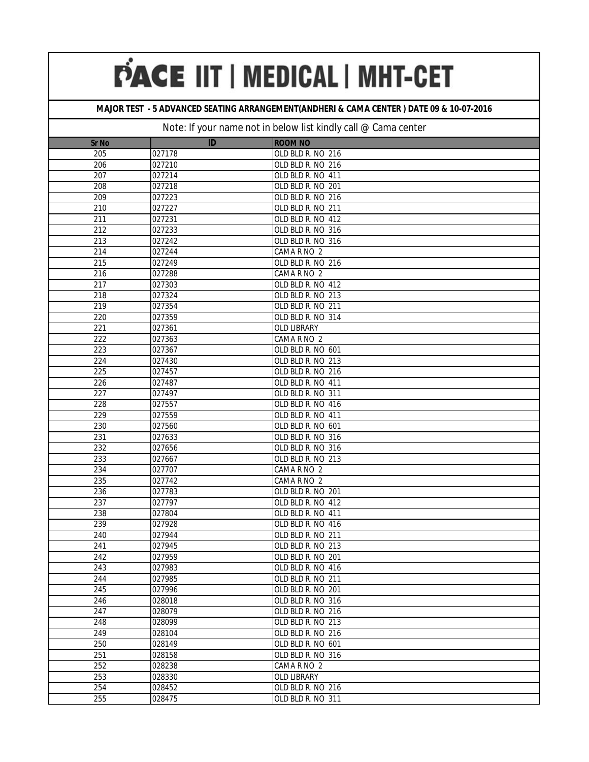# PACE IIT | MEDICAL | MHT-CET

**MAJOR TEST - 5 ADVANCED SEATING ARRANGEMENT(ANDHERI & CAMA CENTER ) DATE 09 & 10-07-2016**

Note: If your name not in below list kindly call @ Cama center

| Sr No | ID | ROOM NO |
|---|---|---|
| 205 | 027178 | OLD BLD R. NO 216 |
| 206 | 027210 | OLD BLD R. NO 216 |
| 207 | 027214 | OLD BLD R. NO 411 |
| 208 | 027218 | OLD BLD R. NO 201 |
| 209 | 027223 | OLD BLD R. NO 216 |
| 210 | 027227 | OLD BLD R. NO 211 |
| 211 | 027231 | OLD BLD R. NO 412 |
| 212 | 027233 | OLD BLD R. NO 316 |
| 213 | 027242 | OLD BLD R. NO 316 |
| 214 | 027244 | CAMA R NO 2 |
| 215 | 027249 | OLD BLD R. NO 216 |
| 216 | 027288 | CAMA R NO 2 |
| 217 | 027303 | OLD BLD R. NO 412 |
| 218 | 027324 | OLD BLD R. NO 213 |
| 219 | 027354 | OLD BLD R. NO 211 |
| 220 | 027359 | OLD BLD R. NO 314 |
| 221 | 027361 | OLD LIBRARY |
| 222 | 027363 | CAMA R NO 2 |
| 223 | 027367 | OLD BLD R. NO 601 |
| 224 | 027430 | OLD BLD R. NO 213 |
| 225 | 027457 | OLD BLD R. NO 216 |
| 226 | 027487 | OLD BLD R. NO 411 |
| 227 | 027497 | OLD BLD R. NO 311 |
| 228 | 027557 | OLD BLD R. NO 416 |
| 229 | 027559 | OLD BLD R. NO 411 |
| 230 | 027560 | OLD BLD R. NO 601 |
| 231 | 027633 | OLD BLD R. NO 316 |
| 232 | 027656 | OLD BLD R. NO 316 |
| 233 | 027667 | OLD BLD R. NO 213 |
| 234 | 027707 | CAMA R NO 2 |
| 235 | 027742 | CAMA R NO 2 |
| 236 | 027783 | OLD BLD R. NO 201 |
| 237 | 027797 | OLD BLD R. NO 412 |
| 238 | 027804 | OLD BLD R. NO 411 |
| 239 | 027928 | OLD BLD R. NO 416 |
| 240 | 027944 | OLD BLD R. NO 211 |
| 241 | 027945 | OLD BLD R. NO 213 |
| 242 | 027959 | OLD BLD R. NO 201 |
| 243 | 027983 | OLD BLD R. NO 416 |
| 244 | 027985 | OLD BLD R. NO 211 |
| 245 | 027996 | OLD BLD R. NO 201 |
| 246 | 028018 | OLD BLD R. NO 316 |
| 247 | 028079 | OLD BLD R. NO 216 |
| 248 | 028099 | OLD BLD R. NO 213 |
| 249 | 028104 | OLD BLD R. NO 216 |
| 250 | 028149 | OLD BLD R. NO 601 |
| 251 | 028158 | OLD BLD R. NO 316 |
| 252 | 028238 | CAMA R NO 2 |
| 253 | 028330 | OLD LIBRARY |
| 254 | 028452 | OLD BLD R. NO 216 |
| 255 | 028475 | OLD BLD R. NO 311 |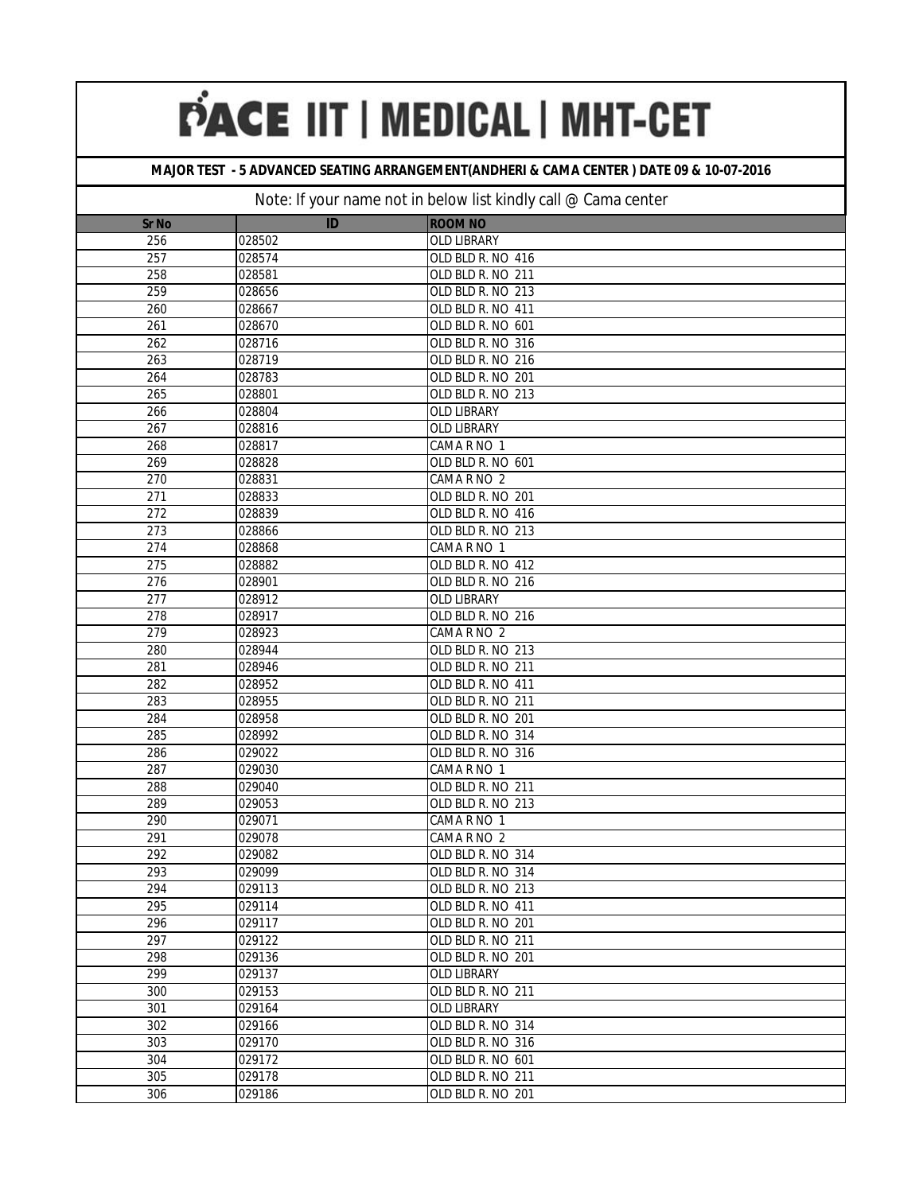# PACE IIT | MEDICAL | MHT-CET

**MAJOR TEST - 5 ADVANCED SEATING ARRANGEMENT(ANDHERI & CAMA CENTER ) DATE 09 & 10-07-2016**

Note: If your name not in below list kindly call @ Cama center

| Sr No | ID | ROOM NO |
|---|---|---|
| 256 | 028502 | OLD LIBRARY |
| 257 | 028574 | OLD BLD R. NO 416 |
| 258 | 028581 | OLD BLD R. NO 211 |
| 259 | 028656 | OLD BLD R. NO 213 |
| 260 | 028667 | OLD BLD R. NO 411 |
| 261 | 028670 | OLD BLD R. NO 601 |
| 262 | 028716 | OLD BLD R. NO 316 |
| 263 | 028719 | OLD BLD R. NO 216 |
| 264 | 028783 | OLD BLD R. NO 201 |
| 265 | 028801 | OLD BLD R. NO 213 |
| 266 | 028804 | OLD LIBRARY |
| 267 | 028816 | OLD LIBRARY |
| 268 | 028817 | CAMA R NO 1 |
| 269 | 028828 | OLD BLD R. NO 601 |
| 270 | 028831 | CAMA R NO 2 |
| 271 | 028833 | OLD BLD R. NO 201 |
| 272 | 028839 | OLD BLD R. NO 416 |
| 273 | 028866 | OLD BLD R. NO 213 |
| 274 | 028868 | CAMA R NO 1 |
| 275 | 028882 | OLD BLD R. NO 412 |
| 276 | 028901 | OLD BLD R. NO 216 |
| 277 | 028912 | OLD LIBRARY |
| 278 | 028917 | OLD BLD R. NO 216 |
| 279 | 028923 | CAMA R NO 2 |
| 280 | 028944 | OLD BLD R. NO 213 |
| 281 | 028946 | OLD BLD R. NO 211 |
| 282 | 028952 | OLD BLD R. NO 411 |
| 283 | 028955 | OLD BLD R. NO 211 |
| 284 | 028958 | OLD BLD R. NO 201 |
| 285 | 028992 | OLD BLD R. NO 314 |
| 286 | 029022 | OLD BLD R. NO 316 |
| 287 | 029030 | CAMA R NO 1 |
| 288 | 029040 | OLD BLD R. NO 211 |
| 289 | 029053 | OLD BLD R. NO 213 |
| 290 | 029071 | CAMA R NO 1 |
| 291 | 029078 | CAMA R NO 2 |
| 292 | 029082 | OLD BLD R. NO 314 |
| 293 | 029099 | OLD BLD R. NO 314 |
| 294 | 029113 | OLD BLD R. NO 213 |
| 295 | 029114 | OLD BLD R. NO 411 |
| 296 | 029117 | OLD BLD R. NO 201 |
| 297 | 029122 | OLD BLD R. NO 211 |
| 298 | 029136 | OLD BLD R. NO 201 |
| 299 | 029137 | OLD LIBRARY |
| 300 | 029153 | OLD BLD R. NO 211 |
| 301 | 029164 | OLD LIBRARY |
| 302 | 029166 | OLD BLD R. NO 314 |
| 303 | 029170 | OLD BLD R. NO 316 |
| 304 | 029172 | OLD BLD R. NO 601 |
| 305 | 029178 | OLD BLD R. NO 211 |
| 306 | 029186 | OLD BLD R. NO 201 |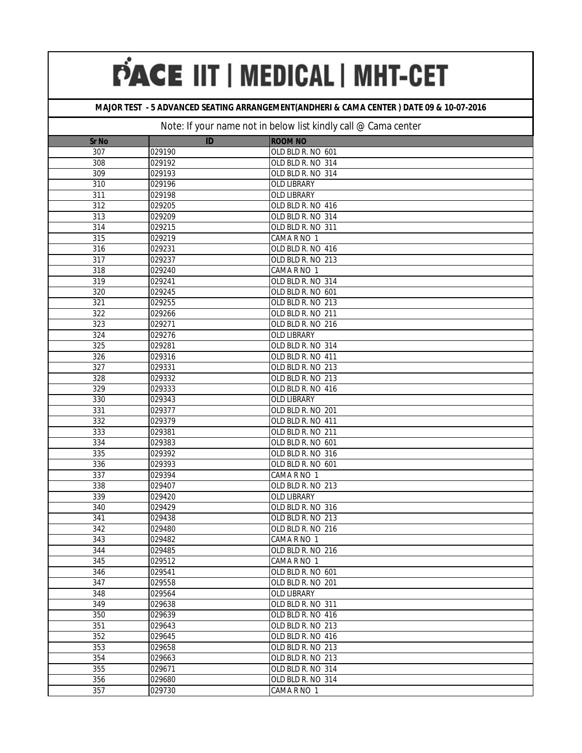# PACE IIT | MEDICAL | MHT-CET

**MAJOR TEST - 5 ADVANCED SEATING ARRANGEMENT(ANDHERI & CAMA CENTER ) DATE 09 & 10-07-2016**

Note: If your name not in below list kindly call @ Cama center

| Sr No | ID | ROOM NO |
|---|---|---|
| 307 | 029190 | OLD BLD R. NO 601 |
| 308 | 029192 | OLD BLD R. NO 314 |
| 309 | 029193 | OLD BLD R. NO 314 |
| 310 | 029196 | OLD LIBRARY |
| 311 | 029198 | OLD LIBRARY |
| 312 | 029205 | OLD BLD R. NO 416 |
| 313 | 029209 | OLD BLD R. NO 314 |
| 314 | 029215 | OLD BLD R. NO 311 |
| 315 | 029219 | CAMA R NO 1 |
| 316 | 029231 | OLD BLD R. NO 416 |
| 317 | 029237 | OLD BLD R. NO 213 |
| 318 | 029240 | CAMA R NO 1 |
| 319 | 029241 | OLD BLD R. NO 314 |
| 320 | 029245 | OLD BLD R. NO 601 |
| 321 | 029255 | OLD BLD R. NO 213 |
| 322 | 029266 | OLD BLD R. NO 211 |
| 323 | 029271 | OLD BLD R. NO 216 |
| 324 | 029276 | OLD LIBRARY |
| 325 | 029281 | OLD BLD R. NO 314 |
| 326 | 029316 | OLD BLD R. NO 411 |
| 327 | 029331 | OLD BLD R. NO 213 |
| 328 | 029332 | OLD BLD R. NO 213 |
| 329 | 029333 | OLD BLD R. NO 416 |
| 330 | 029343 | OLD LIBRARY |
| 331 | 029377 | OLD BLD R. NO 201 |
| 332 | 029379 | OLD BLD R. NO 411 |
| 333 | 029381 | OLD BLD R. NO 211 |
| 334 | 029383 | OLD BLD R. NO 601 |
| 335 | 029392 | OLD BLD R. NO 316 |
| 336 | 029393 | OLD BLD R. NO 601 |
| 337 | 029394 | CAMA R NO 1 |
| 338 | 029407 | OLD BLD R. NO 213 |
| 339 | 029420 | OLD LIBRARY |
| 340 | 029429 | OLD BLD R. NO 316 |
| 341 | 029438 | OLD BLD R. NO 213 |
| 342 | 029480 | OLD BLD R. NO 216 |
| 343 | 029482 | CAMA R NO 1 |
| 344 | 029485 | OLD BLD R. NO 216 |
| 345 | 029512 | CAMA R NO 1 |
| 346 | 029541 | OLD BLD R. NO 601 |
| 347 | 029558 | OLD BLD R. NO 201 |
| 348 | 029564 | OLD LIBRARY |
| 349 | 029638 | OLD BLD R. NO 311 |
| 350 | 029639 | OLD BLD R. NO 416 |
| 351 | 029643 | OLD BLD R. NO 213 |
| 352 | 029645 | OLD BLD R. NO 416 |
| 353 | 029658 | OLD BLD R. NO 213 |
| 354 | 029663 | OLD BLD R. NO 213 |
| 355 | 029671 | OLD BLD R. NO 314 |
| 356 | 029680 | OLD BLD R. NO 314 |
| 357 | 029730 | CAMA R NO 1 |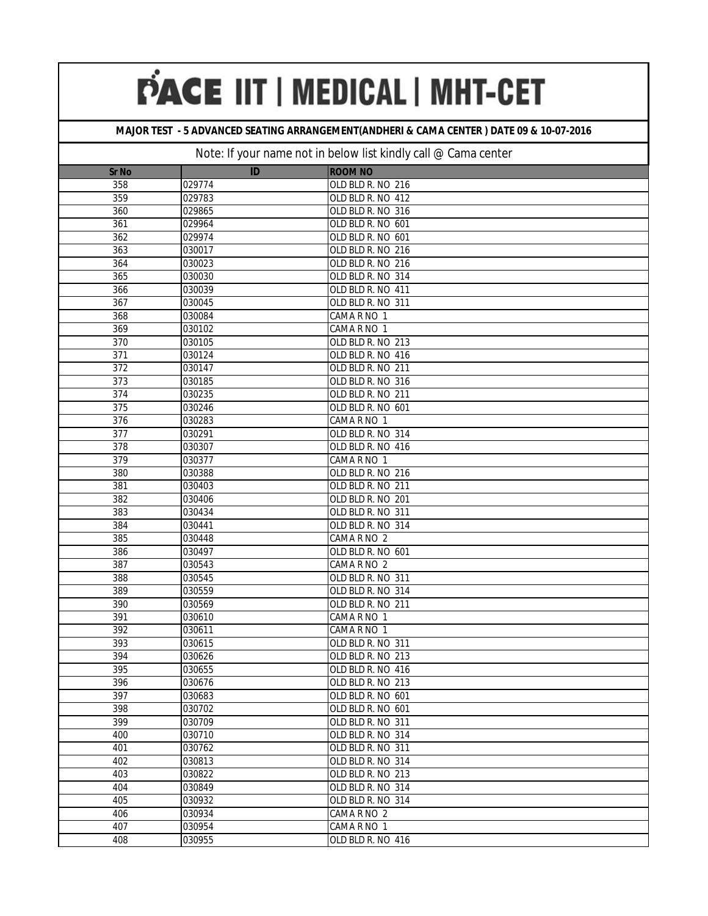# PACE IIT | MEDICAL | MHT-CET

**MAJOR TEST - 5 ADVANCED SEATING ARRANGEMENT(ANDHERI & CAMA CENTER ) DATE 09 & 10-07-2016**

Note: If your name not in below list kindly call @ Cama center

| Sr No | ID | ROOM NO |
|---|---|---|
| 358 | 029774 | OLD BLD R. NO 216 |
| 359 | 029783 | OLD BLD R. NO 412 |
| 360 | 029865 | OLD BLD R. NO 316 |
| 361 | 029964 | OLD BLD R. NO 601 |
| 362 | 029974 | OLD BLD R. NO 601 |
| 363 | 030017 | OLD BLD R. NO 216 |
| 364 | 030023 | OLD BLD R. NO 216 |
| 365 | 030030 | OLD BLD R. NO 314 |
| 366 | 030039 | OLD BLD R. NO 411 |
| 367 | 030045 | OLD BLD R. NO 311 |
| 368 | 030084 | CAMA R NO 1 |
| 369 | 030102 | CAMA R NO 1 |
| 370 | 030105 | OLD BLD R. NO 213 |
| 371 | 030124 | OLD BLD R. NO 416 |
| 372 | 030147 | OLD BLD R. NO 211 |
| 373 | 030185 | OLD BLD R. NO 316 |
| 374 | 030235 | OLD BLD R. NO 211 |
| 375 | 030246 | OLD BLD R. NO 601 |
| 376 | 030283 | CAMA R NO 1 |
| 377 | 030291 | OLD BLD R. NO 314 |
| 378 | 030307 | OLD BLD R. NO 416 |
| 379 | 030377 | CAMA R NO 1 |
| 380 | 030388 | OLD BLD R. NO 216 |
| 381 | 030403 | OLD BLD R. NO 211 |
| 382 | 030406 | OLD BLD R. NO 201 |
| 383 | 030434 | OLD BLD R. NO 311 |
| 384 | 030441 | OLD BLD R. NO 314 |
| 385 | 030448 | CAMA R NO 2 |
| 386 | 030497 | OLD BLD R. NO 601 |
| 387 | 030543 | CAMA R NO 2 |
| 388 | 030545 | OLD BLD R. NO 311 |
| 389 | 030559 | OLD BLD R. NO 314 |
| 390 | 030569 | OLD BLD R. NO 211 |
| 391 | 030610 | CAMA R NO 1 |
| 392 | 030611 | CAMA R NO 1 |
| 393 | 030615 | OLD BLD R. NO 311 |
| 394 | 030626 | OLD BLD R. NO 213 |
| 395 | 030655 | OLD BLD R. NO 416 |
| 396 | 030676 | OLD BLD R. NO 213 |
| 397 | 030683 | OLD BLD R. NO 601 |
| 398 | 030702 | OLD BLD R. NO 601 |
| 399 | 030709 | OLD BLD R. NO 311 |
| 400 | 030710 | OLD BLD R. NO 314 |
| 401 | 030762 | OLD BLD R. NO 311 |
| 402 | 030813 | OLD BLD R. NO 314 |
| 403 | 030822 | OLD BLD R. NO 213 |
| 404 | 030849 | OLD BLD R. NO 314 |
| 405 | 030932 | OLD BLD R. NO 314 |
| 406 | 030934 | CAMA R NO 2 |
| 407 | 030954 | CAMA R NO 1 |
| 408 | 030955 | OLD BLD R. NO 416 |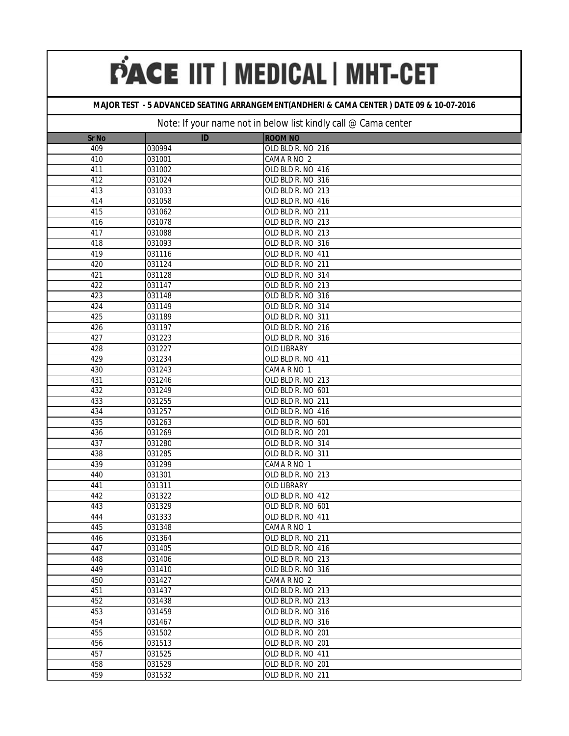# PACE IIT | MEDICAL | MHT-CET

**MAJOR TEST - 5 ADVANCED SEATING ARRANGEMENT(ANDHERI & CAMA CENTER ) DATE 09 & 10-07-2016**

Note: If your name not in below list kindly call @ Cama center

| Sr No | ID | ROOM NO |
|---|---|---|
| 409 | 030994 | OLD BLD R. NO 216 |
| 410 | 031001 | CAMA R NO 2 |
| 411 | 031002 | OLD BLD R. NO 416 |
| 412 | 031024 | OLD BLD R. NO 316 |
| 413 | 031033 | OLD BLD R. NO 213 |
| 414 | 031058 | OLD BLD R. NO 416 |
| 415 | 031062 | OLD BLD R. NO 211 |
| 416 | 031078 | OLD BLD R. NO 213 |
| 417 | 031088 | OLD BLD R. NO 213 |
| 418 | 031093 | OLD BLD R. NO 316 |
| 419 | 031116 | OLD BLD R. NO 411 |
| 420 | 031124 | OLD BLD R. NO 211 |
| 421 | 031128 | OLD BLD R. NO 314 |
| 422 | 031147 | OLD BLD R. NO 213 |
| 423 | 031148 | OLD BLD R. NO 316 |
| 424 | 031149 | OLD BLD R. NO 314 |
| 425 | 031189 | OLD BLD R. NO 311 |
| 426 | 031197 | OLD BLD R. NO 216 |
| 427 | 031223 | OLD BLD R. NO 316 |
| 428 | 031227 | OLD LIBRARY |
| 429 | 031234 | OLD BLD R. NO 411 |
| 430 | 031243 | CAMA R NO 1 |
| 431 | 031246 | OLD BLD R. NO 213 |
| 432 | 031249 | OLD BLD R. NO 601 |
| 433 | 031255 | OLD BLD R. NO 211 |
| 434 | 031257 | OLD BLD R. NO 416 |
| 435 | 031263 | OLD BLD R. NO 601 |
| 436 | 031269 | OLD BLD R. NO 201 |
| 437 | 031280 | OLD BLD R. NO 314 |
| 438 | 031285 | OLD BLD R. NO 311 |
| 439 | 031299 | CAMA R NO 1 |
| 440 | 031301 | OLD BLD R. NO 213 |
| 441 | 031311 | OLD LIBRARY |
| 442 | 031322 | OLD BLD R. NO 412 |
| 443 | 031329 | OLD BLD R. NO 601 |
| 444 | 031333 | OLD BLD R. NO 411 |
| 445 | 031348 | CAMA R NO 1 |
| 446 | 031364 | OLD BLD R. NO 211 |
| 447 | 031405 | OLD BLD R. NO 416 |
| 448 | 031406 | OLD BLD R. NO 213 |
| 449 | 031410 | OLD BLD R. NO 316 |
| 450 | 031427 | CAMA R NO 2 |
| 451 | 031437 | OLD BLD R. NO 213 |
| 452 | 031438 | OLD BLD R. NO 213 |
| 453 | 031459 | OLD BLD R. NO 316 |
| 454 | 031467 | OLD BLD R. NO 316 |
| 455 | 031502 | OLD BLD R. NO 201 |
| 456 | 031513 | OLD BLD R. NO 201 |
| 457 | 031525 | OLD BLD R. NO 411 |
| 458 | 031529 | OLD BLD R. NO 201 |
| 459 | 031532 | OLD BLD R. NO 211 |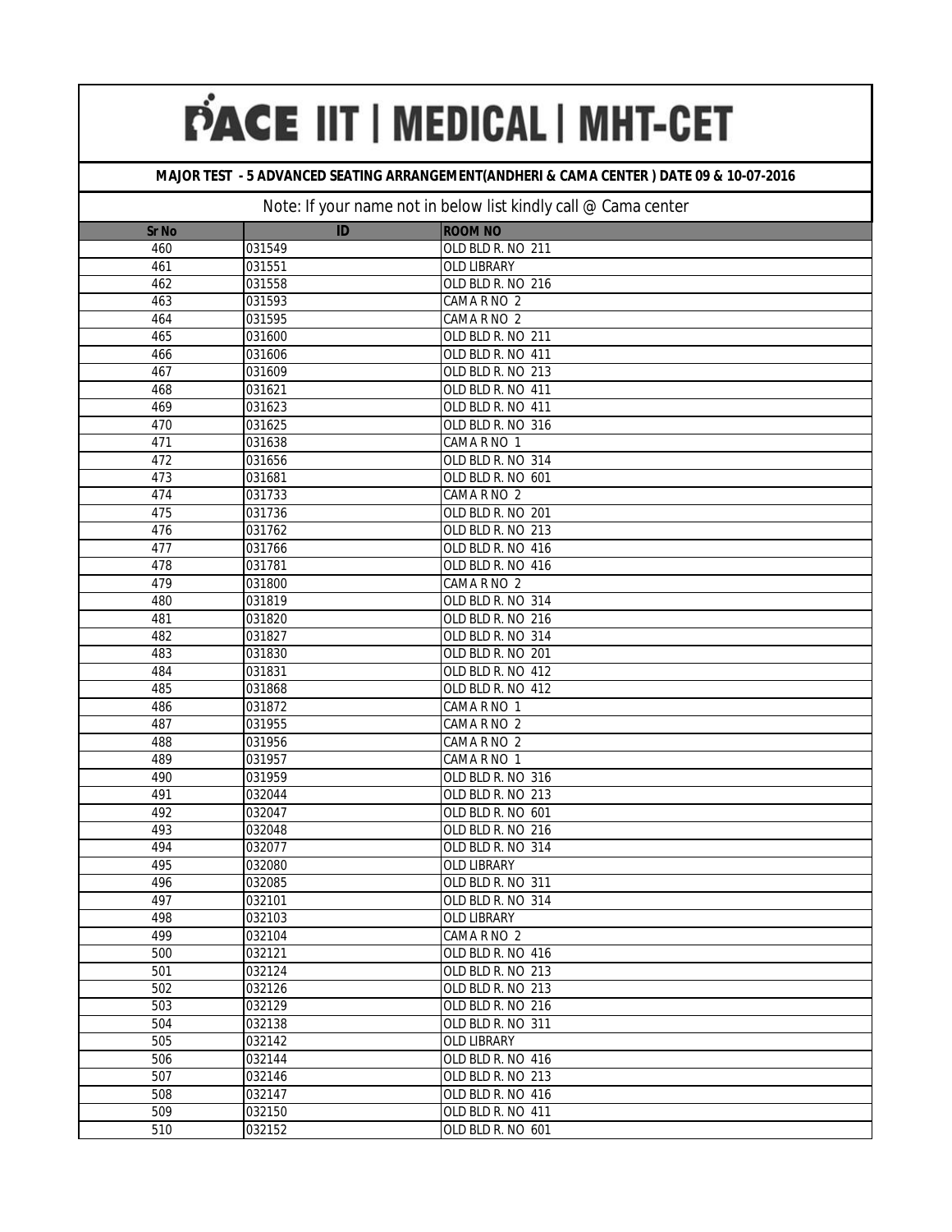# PACE IIT | MEDICAL | MHT-CET

**MAJOR TEST - 5 ADVANCED SEATING ARRANGEMENT(ANDHERI & CAMA CENTER ) DATE 09 & 10-07-2016**

Note: If your name not in below list kindly call @ Cama center

| Sr No | ID | ROOM NO |
|---|---|---|
| 460 | 031549 | OLD BLD R. NO 211 |
| 461 | 031551 | OLD LIBRARY |
| 462 | 031558 | OLD BLD R. NO 216 |
| 463 | 031593 | CAMA R NO 2 |
| 464 | 031595 | CAMA R NO 2 |
| 465 | 031600 | OLD BLD R. NO 211 |
| 466 | 031606 | OLD BLD R. NO 411 |
| 467 | 031609 | OLD BLD R. NO 213 |
| 468 | 031621 | OLD BLD R. NO 411 |
| 469 | 031623 | OLD BLD R. NO 411 |
| 470 | 031625 | OLD BLD R. NO 316 |
| 471 | 031638 | CAMA R NO 1 |
| 472 | 031656 | OLD BLD R. NO 314 |
| 473 | 031681 | OLD BLD R. NO 601 |
| 474 | 031733 | CAMA R NO 2 |
| 475 | 031736 | OLD BLD R. NO 201 |
| 476 | 031762 | OLD BLD R. NO 213 |
| 477 | 031766 | OLD BLD R. NO 416 |
| 478 | 031781 | OLD BLD R. NO 416 |
| 479 | 031800 | CAMA R NO 2 |
| 480 | 031819 | OLD BLD R. NO 314 |
| 481 | 031820 | OLD BLD R. NO 216 |
| 482 | 031827 | OLD BLD R. NO 314 |
| 483 | 031830 | OLD BLD R. NO 201 |
| 484 | 031831 | OLD BLD R. NO 412 |
| 485 | 031868 | OLD BLD R. NO 412 |
| 486 | 031872 | CAMA R NO 1 |
| 487 | 031955 | CAMA R NO 2 |
| 488 | 031956 | CAMA R NO 2 |
| 489 | 031957 | CAMA R NO 1 |
| 490 | 031959 | OLD BLD R. NO 316 |
| 491 | 032044 | OLD BLD R. NO 213 |
| 492 | 032047 | OLD BLD R. NO 601 |
| 493 | 032048 | OLD BLD R. NO 216 |
| 494 | 032077 | OLD BLD R. NO 314 |
| 495 | 032080 | OLD LIBRARY |
| 496 | 032085 | OLD BLD R. NO 311 |
| 497 | 032101 | OLD BLD R. NO 314 |
| 498 | 032103 | OLD LIBRARY |
| 499 | 032104 | CAMA R NO 2 |
| 500 | 032121 | OLD BLD R. NO 416 |
| 501 | 032124 | OLD BLD R. NO 213 |
| 502 | 032126 | OLD BLD R. NO 213 |
| 503 | 032129 | OLD BLD R. NO 216 |
| 504 | 032138 | OLD BLD R. NO 311 |
| 505 | 032142 | OLD LIBRARY |
| 506 | 032144 | OLD BLD R. NO 416 |
| 507 | 032146 | OLD BLD R. NO 213 |
| 508 | 032147 | OLD BLD R. NO 416 |
| 509 | 032150 | OLD BLD R. NO 411 |
| 510 | 032152 | OLD BLD R. NO 601 |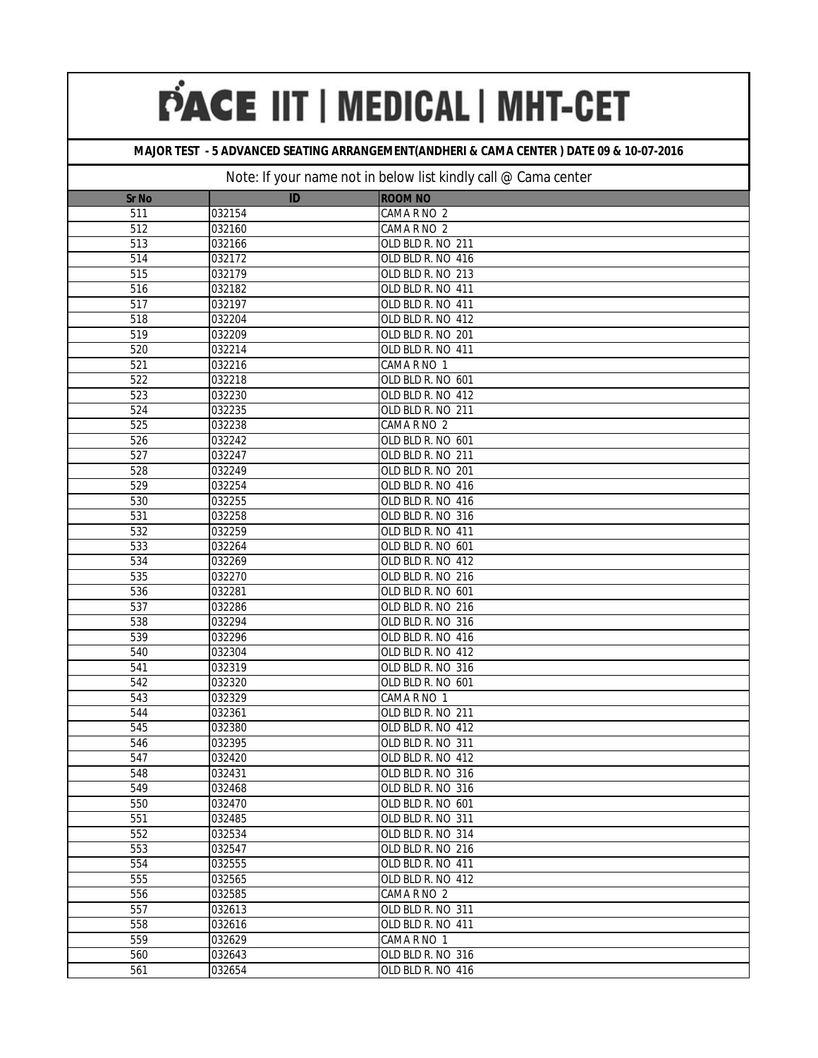# PACE IIT | MEDICAL | MHT-CET

**MAJOR TEST - 5 ADVANCED SEATING ARRANGEMENT(ANDHERI & CAMA CENTER ) DATE 09 & 10-07-2016**

Note: If your name not in below list kindly call @ Cama center

| Sr No | ID | ROOM NO |
|---|---|---|
| 511 | 032154 | CAMA R NO 2 |
| 512 | 032160 | CAMA R NO 2 |
| 513 | 032166 | OLD BLD R. NO 211 |
| 514 | 032172 | OLD BLD R. NO 416 |
| 515 | 032179 | OLD BLD R. NO 213 |
| 516 | 032182 | OLD BLD R. NO 411 |
| 517 | 032197 | OLD BLD R. NO 411 |
| 518 | 032204 | OLD BLD R. NO 412 |
| 519 | 032209 | OLD BLD R. NO 201 |
| 520 | 032214 | OLD BLD R. NO 411 |
| 521 | 032216 | CAMA R NO 1 |
| 522 | 032218 | OLD BLD R. NO 601 |
| 523 | 032230 | OLD BLD R. NO 412 |
| 524 | 032235 | OLD BLD R. NO 211 |
| 525 | 032238 | CAMA R NO 2 |
| 526 | 032242 | OLD BLD R. NO 601 |
| 527 | 032247 | OLD BLD R. NO 211 |
| 528 | 032249 | OLD BLD R. NO 201 |
| 529 | 032254 | OLD BLD R. NO 416 |
| 530 | 032255 | OLD BLD R. NO 416 |
| 531 | 032258 | OLD BLD R. NO 316 |
| 532 | 032259 | OLD BLD R. NO 411 |
| 533 | 032264 | OLD BLD R. NO 601 |
| 534 | 032269 | OLD BLD R. NO 412 |
| 535 | 032270 | OLD BLD R. NO 216 |
| 536 | 032281 | OLD BLD R. NO 601 |
| 537 | 032286 | OLD BLD R. NO 216 |
| 538 | 032294 | OLD BLD R. NO 316 |
| 539 | 032296 | OLD BLD R. NO 416 |
| 540 | 032304 | OLD BLD R. NO 412 |
| 541 | 032319 | OLD BLD R. NO 316 |
| 542 | 032320 | OLD BLD R. NO 601 |
| 543 | 032329 | CAMA R NO 1 |
| 544 | 032361 | OLD BLD R. NO 211 |
| 545 | 032380 | OLD BLD R. NO 412 |
| 546 | 032395 | OLD BLD R. NO 311 |
| 547 | 032420 | OLD BLD R. NO 412 |
| 548 | 032431 | OLD BLD R. NO 316 |
| 549 | 032468 | OLD BLD R. NO 316 |
| 550 | 032470 | OLD BLD R. NO 601 |
| 551 | 032485 | OLD BLD R. NO 311 |
| 552 | 032534 | OLD BLD R. NO 314 |
| 553 | 032547 | OLD BLD R. NO 216 |
| 554 | 032555 | OLD BLD R. NO 411 |
| 555 | 032565 | OLD BLD R. NO 412 |
| 556 | 032585 | CAMA R NO 2 |
| 557 | 032613 | OLD BLD R. NO 311 |
| 558 | 032616 | OLD BLD R. NO 411 |
| 559 | 032629 | CAMA R NO 1 |
| 560 | 032643 | OLD BLD R. NO 316 |
| 561 | 032654 | OLD BLD R. NO 416 |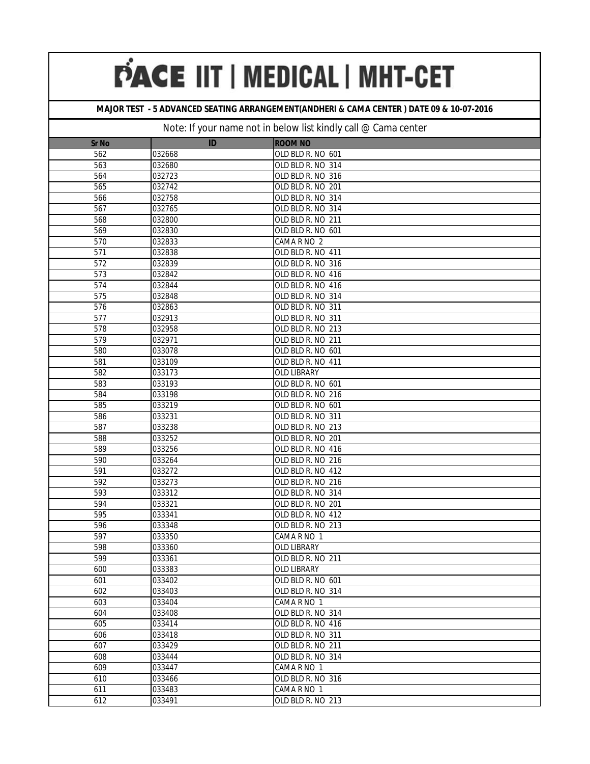# PACE IIT | MEDICAL | MHT-CET

**MAJOR TEST - 5 ADVANCED SEATING ARRANGEMENT(ANDHERI & CAMA CENTER ) DATE 09 & 10-07-2016**

Note: If your name not in below list kindly call @ Cama center

| Sr No | ID | ROOM NO |
|---|---|---|
| 562 | 032668 | OLD BLD R. NO 601 |
| 563 | 032680 | OLD BLD R. NO 314 |
| 564 | 032723 | OLD BLD R. NO 316 |
| 565 | 032742 | OLD BLD R. NO 201 |
| 566 | 032758 | OLD BLD R. NO 314 |
| 567 | 032765 | OLD BLD R. NO 314 |
| 568 | 032800 | OLD BLD R. NO 211 |
| 569 | 032830 | OLD BLD R. NO 601 |
| 570 | 032833 | CAMA R NO 2 |
| 571 | 032838 | OLD BLD R. NO 411 |
| 572 | 032839 | OLD BLD R. NO 316 |
| 573 | 032842 | OLD BLD R. NO 416 |
| 574 | 032844 | OLD BLD R. NO 416 |
| 575 | 032848 | OLD BLD R. NO 314 |
| 576 | 032863 | OLD BLD R. NO 311 |
| 577 | 032913 | OLD BLD R. NO 311 |
| 578 | 032958 | OLD BLD R. NO 213 |
| 579 | 032971 | OLD BLD R. NO 211 |
| 580 | 033078 | OLD BLD R. NO 601 |
| 581 | 033109 | OLD BLD R. NO 411 |
| 582 | 033173 | OLD LIBRARY |
| 583 | 033193 | OLD BLD R. NO 601 |
| 584 | 033198 | OLD BLD R. NO 216 |
| 585 | 033219 | OLD BLD R. NO 601 |
| 586 | 033231 | OLD BLD R. NO 311 |
| 587 | 033238 | OLD BLD R. NO 213 |
| 588 | 033252 | OLD BLD R. NO 201 |
| 589 | 033256 | OLD BLD R. NO 416 |
| 590 | 033264 | OLD BLD R. NO 216 |
| 591 | 033272 | OLD BLD R. NO 412 |
| 592 | 033273 | OLD BLD R. NO 216 |
| 593 | 033312 | OLD BLD R. NO 314 |
| 594 | 033321 | OLD BLD R. NO 201 |
| 595 | 033341 | OLD BLD R. NO 412 |
| 596 | 033348 | OLD BLD R. NO 213 |
| 597 | 033350 | CAMA R NO 1 |
| 598 | 033360 | OLD LIBRARY |
| 599 | 033361 | OLD BLD R. NO 211 |
| 600 | 033383 | OLD LIBRARY |
| 601 | 033402 | OLD BLD R. NO 601 |
| 602 | 033403 | OLD BLD R. NO 314 |
| 603 | 033404 | CAMA R NO 1 |
| 604 | 033408 | OLD BLD R. NO 314 |
| 605 | 033414 | OLD BLD R. NO 416 |
| 606 | 033418 | OLD BLD R. NO 311 |
| 607 | 033429 | OLD BLD R. NO 211 |
| 608 | 033444 | OLD BLD R. NO 314 |
| 609 | 033447 | CAMA R NO 1 |
| 610 | 033466 | OLD BLD R. NO 316 |
| 611 | 033483 | CAMA R NO 1 |
| 612 | 033491 | OLD BLD R. NO 213 |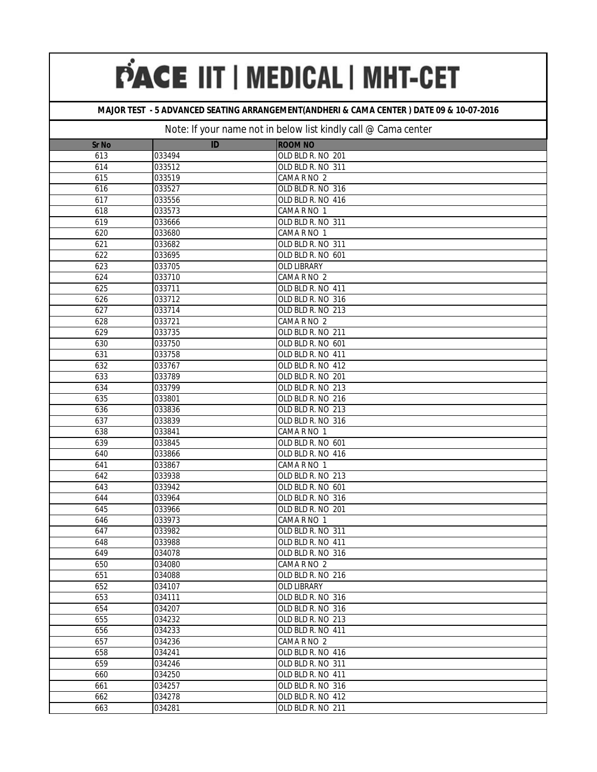# PACE IIT | MEDICAL | MHT-CET

**MAJOR TEST - 5 ADVANCED SEATING ARRANGEMENT(ANDHERI & CAMA CENTER ) DATE 09 & 10-07-2016**

Note: If your name not in below list kindly call @ Cama center

| Sr No | ID | ROOM NO |
|---|---|---|
| 613 | 033494 | OLD BLD R. NO 201 |
| 614 | 033512 | OLD BLD R. NO 311 |
| 615 | 033519 | CAMA R NO 2 |
| 616 | 033527 | OLD BLD R. NO 316 |
| 617 | 033556 | OLD BLD R. NO 416 |
| 618 | 033573 | CAMA R NO 1 |
| 619 | 033666 | OLD BLD R. NO 311 |
| 620 | 033680 | CAMA R NO 1 |
| 621 | 033682 | OLD BLD R. NO 311 |
| 622 | 033695 | OLD BLD R. NO 601 |
| 623 | 033705 | OLD LIBRARY |
| 624 | 033710 | CAMA R NO 2 |
| 625 | 033711 | OLD BLD R. NO 411 |
| 626 | 033712 | OLD BLD R. NO 316 |
| 627 | 033714 | OLD BLD R. NO 213 |
| 628 | 033721 | CAMA R NO 2 |
| 629 | 033735 | OLD BLD R. NO 211 |
| 630 | 033750 | OLD BLD R. NO 601 |
| 631 | 033758 | OLD BLD R. NO 411 |
| 632 | 033767 | OLD BLD R. NO 412 |
| 633 | 033789 | OLD BLD R. NO 201 |
| 634 | 033799 | OLD BLD R. NO 213 |
| 635 | 033801 | OLD BLD R. NO 216 |
| 636 | 033836 | OLD BLD R. NO 213 |
| 637 | 033839 | OLD BLD R. NO 316 |
| 638 | 033841 | CAMA R NO 1 |
| 639 | 033845 | OLD BLD R. NO 601 |
| 640 | 033866 | OLD BLD R. NO 416 |
| 641 | 033867 | CAMA R NO 1 |
| 642 | 033938 | OLD BLD R. NO 213 |
| 643 | 033942 | OLD BLD R. NO 601 |
| 644 | 033964 | OLD BLD R. NO 316 |
| 645 | 033966 | OLD BLD R. NO 201 |
| 646 | 033973 | CAMA R NO 1 |
| 647 | 033982 | OLD BLD R. NO 311 |
| 648 | 033988 | OLD BLD R. NO 411 |
| 649 | 034078 | OLD BLD R. NO 316 |
| 650 | 034080 | CAMA R NO 2 |
| 651 | 034088 | OLD BLD R. NO 216 |
| 652 | 034107 | OLD LIBRARY |
| 653 | 034111 | OLD BLD R. NO 316 |
| 654 | 034207 | OLD BLD R. NO 316 |
| 655 | 034232 | OLD BLD R. NO 213 |
| 656 | 034233 | OLD BLD R. NO 411 |
| 657 | 034236 | CAMA R NO 2 |
| 658 | 034241 | OLD BLD R. NO 416 |
| 659 | 034246 | OLD BLD R. NO 311 |
| 660 | 034250 | OLD BLD R. NO 411 |
| 661 | 034257 | OLD BLD R. NO 316 |
| 662 | 034278 | OLD BLD R. NO 412 |
| 663 | 034281 | OLD BLD R. NO 211 |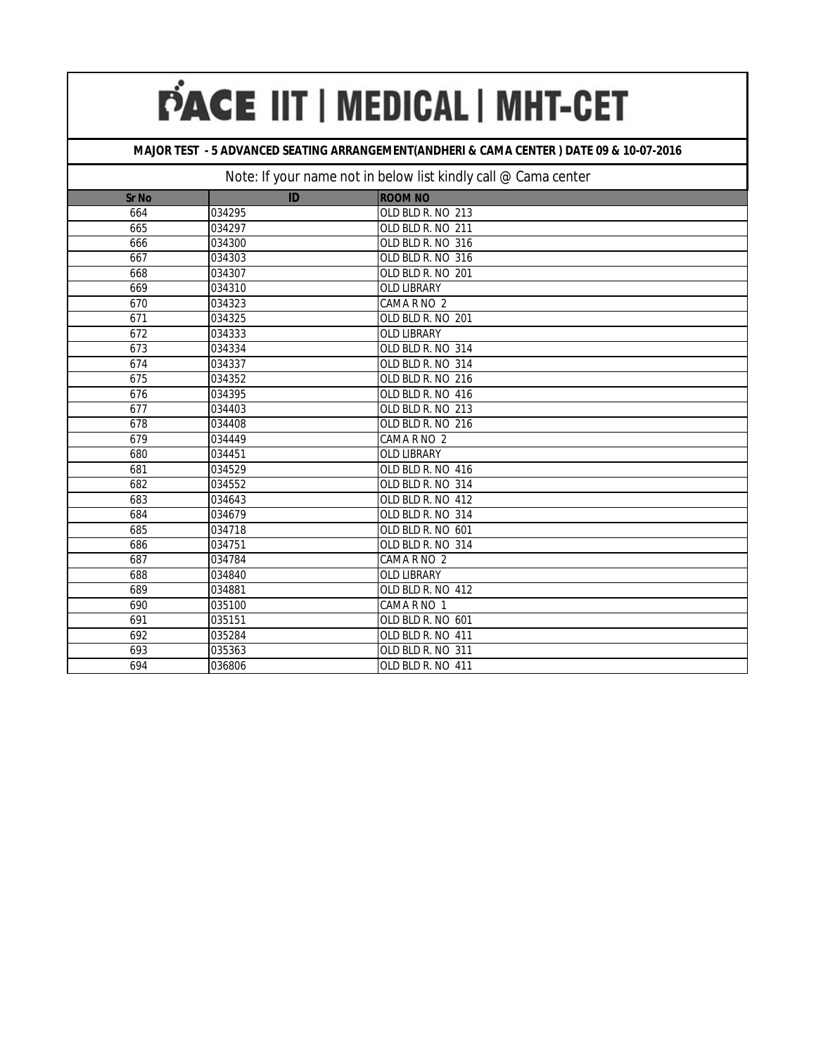# PACE IIT | MEDICAL | MHT-CET

**MAJOR TEST - 5 ADVANCED SEATING ARRANGEMENT(ANDHERI & CAMA CENTER ) DATE 09 & 10-07-2016**

Note: If your name not in below list kindly call @ Cama center

| Sr No | ID | ROOM NO |
|---|---|---|
| 664 | 034295 | OLD BLD R. NO 213 |
| 665 | 034297 | OLD BLD R. NO 211 |
| 666 | 034300 | OLD BLD R. NO 316 |
| 667 | 034303 | OLD BLD R. NO 316 |
| 668 | 034307 | OLD BLD R. NO 201 |
| 669 | 034310 | OLD LIBRARY |
| 670 | 034323 | CAMA R NO 2 |
| 671 | 034325 | OLD BLD R. NO 201 |
| 672 | 034333 | OLD LIBRARY |
| 673 | 034334 | OLD BLD R. NO 314 |
| 674 | 034337 | OLD BLD R. NO 314 |
| 675 | 034352 | OLD BLD R. NO 216 |
| 676 | 034395 | OLD BLD R. NO 416 |
| 677 | 034403 | OLD BLD R. NO 213 |
| 678 | 034408 | OLD BLD R. NO 216 |
| 679 | 034449 | CAMA R NO 2 |
| 680 | 034451 | OLD LIBRARY |
| 681 | 034529 | OLD BLD R. NO 416 |
| 682 | 034552 | OLD BLD R. NO 314 |
| 683 | 034643 | OLD BLD R. NO 412 |
| 684 | 034679 | OLD BLD R. NO 314 |
| 685 | 034718 | OLD BLD R. NO 601 |
| 686 | 034751 | OLD BLD R. NO 314 |
| 687 | 034784 | CAMA R NO 2 |
| 688 | 034840 | OLD LIBRARY |
| 689 | 034881 | OLD BLD R. NO 412 |
| 690 | 035100 | CAMA R NO 1 |
| 691 | 035151 | OLD BLD R. NO 601 |
| 692 | 035284 | OLD BLD R. NO 411 |
| 693 | 035363 | OLD BLD R. NO 311 |
| 694 | 036806 | OLD BLD R. NO 411 |